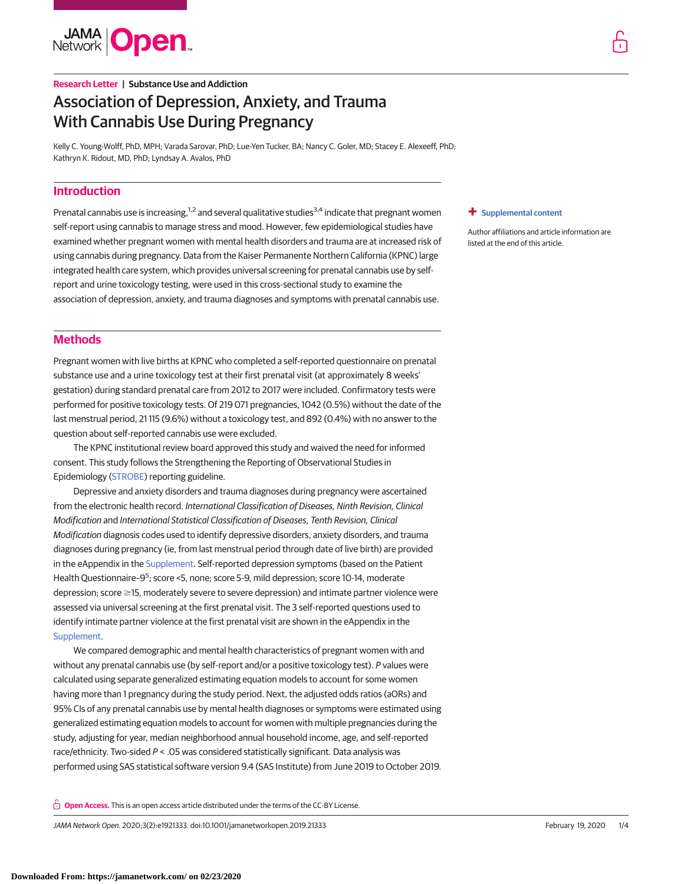Research Letter | Substance Use and Addiction

# Association of Depression, Anxiety, and Trauma With Cannabis Use During Pregnancy

Kelly C. Young-Wolff, PhD, MPH; Varada Sarovar, PhD; Lue-Yen Tucker, BA; Nancy C. Goler, MD; Stacey E. Alexeeff, PhD; Kathryn K. Ridout, MD, PhD; Lyndsay A. Avalos, PhD

Supplemental content

Author affiliations and article information are listed at the end of this article.

## Introduction

Prenatal cannabis use is increasing,[1,2] and several qualitative studies[3,4] indicate that pregnant women self-report using cannabis to manage stress and mood. However, few epidemiological studies have examined whether pregnant women with mental health disorders and trauma are at increased risk of using cannabis during pregnancy. Data from the Kaiser Permanente Northern California (KPNC) large integrated health care system, which provides universal screening for prenatal cannabis use by self-report and urine toxicology testing, were used in this cross-sectional study to examine the association of depression, anxiety, and trauma diagnoses and symptoms with prenatal cannabis use.

## Methods

Pregnant women with live births at KPNC who completed a self-reported questionnaire on prenatal substance use and a urine toxicology test at their first prenatal visit (at approximately 8 weeks' gestation) during standard prenatal care from 2012 to 2017 were included. Confirmatory tests were performed for positive toxicology tests. Of 219 071 pregnancies, 1042 (0.5%) without the date of the last menstrual period, 21 115 (9.6%) without a toxicology test, and 892 (0.4%) with no answer to the question about self-reported cannabis use were excluded.

The KPNC institutional review board approved this study and waived the need for informed consent. This study follows the Strengthening the Reporting of Observational Studies in Epidemiology (STROBE) reporting guideline.

Depressive and anxiety disorders and trauma diagnoses during pregnancy were ascertained from the electronic health record. *International Classification of Diseases, Ninth Revision, Clinical Modification* and *International Statistical Classification of Diseases, Tenth Revision, Clinical Modification* diagnosis codes used to identify depressive disorders, anxiety disorders, and trauma diagnoses during pregnancy (ie, from last menstrual period through date of live birth) are provided in the eAppendix in the Supplement. Self-reported depression symptoms (based on the Patient Health Questionnaire–9[5]; score <5, none; score 5-9, mild depression; score 10-14, moderate depression; score ≥15, moderately severe to severe depression) and intimate partner violence were assessed via universal screening at the first prenatal visit. The 3 self-reported questions used to identify intimate partner violence at the first prenatal visit are shown in the eAppendix in the Supplement.

We compared demographic and mental health characteristics of pregnant women with and without any prenatal cannabis use (by self-report and/or a positive toxicology test). *P* values were calculated using separate generalized estimating equation models to account for some women having more than 1 pregnancy during the study period. Next, the adjusted odds ratios (aORs) and 95% CIs of any prenatal cannabis use by mental health diagnoses or symptoms were estimated using generalized estimating equation models to account for women with multiple pregnancies during the study, adjusting for year, median neighborhood annual household income, age, and self-reported race/ethnicity. Two-sided $P < .05$ was considered statistically significant. Data analysis was performed using SAS statistical software version 9.4 (SAS Institute) from June 2019 to October 2019.

**Open Access.** This is an open access article distributed under the terms of the CC-BY License.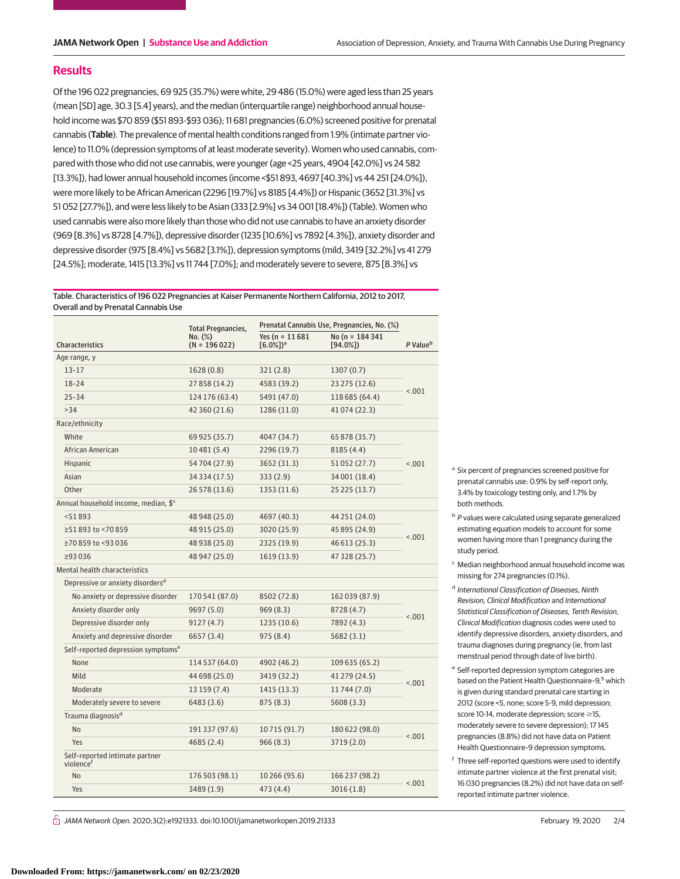## Results

Of the 196 022 pregnancies, 69 925 (35.7%) were white, 29 486 (15.0%) were aged less than 25 years (mean [SD] age, 30.3 [5.4] years), and the median (interquartile range) neighborhood annual household income was $70 859 ($51 893-$93 036); 11 681 pregnancies (6.0%) screened positive for prenatal cannabis (**Table**). The prevalence of mental health conditions ranged from 1.9% (intimate partner violence) to 11.0% (depression symptoms of at least moderate severity). Women who used cannabis, compared with those who did not use cannabis, were younger (age <25 years, 4904 [42.0%] vs 24 582 [13.3%]), had lower annual household incomes (income <$51 893, 4697 [40.3%] vs 44 251 [24.0%]), were more likely to be African American (2296 [19.7%] vs 8185 [4.4%]) or Hispanic (3652 [31.3%] vs 51 052 [27.7%]), and were less likely to be Asian (333 [2.9%] vs 34 001 [18.4%]) (Table). Women who used cannabis were also more likely than those who did not use cannabis to have an anxiety disorder (969 [8.3%] vs 8728 [4.7%]), depressive disorder (1235 [10.6%] vs 7892 [4.3%]), anxiety disorder and depressive disorder (975 [8.4%] vs 5682 [3.1%]), depression symptoms (mild, 3419 [32.2%] vs 41 279 [24.5%]; moderate, 1415 [13.3%] vs 11 744 [7.0%]; and moderately severe to severe, 875 [8.3%] vs

Table. Characteristics of 196 022 Pregnancies at Kaiser Permanente Northern California, 2012 to 2017, Overall and by Prenatal Cannabis Use

| Characteristics | Total Pregnancies, No. (%) (N = 196 022) | Prenatal Cannabis Use, Pregnancies, No. (%) | | P Value[b] |
|---|---|---|---|---|
| | | Yes (n = 11 681 [6.0%])[a] | No (n = 184 341 [94.0%]) | |
| **Age range, y** | | | | |
| 13-17 | 1628 (0.8) | 321 (2.8) | 1307 (0.7) | <.001 |
| 18-24 | 27 858 (14.2) | 4583 (39.2) | 23 275 (12.6) | |
| 25-34 | 124 176 (63.4) | 5491 (47.0) | 118 685 (64.4) | |
| >34 | 42 360 (21.6) | 1286 (11.0) | 41 074 (22.3) | |
| **Race/ethnicity** | | | | |
| White | 69 925 (35.7) | 4047 (34.7) | 65 878 (35.7) | <.001 |
| African American | 10 481 (5.4) | 2296 (19.7) | 8185 (4.4) | |
| Hispanic | 54 704 (27.9) | 3652 (31.3) | 51 052 (27.7) | |
| Asian | 34 334 (17.5) | 333 (2.9) | 34 001 (18.4) | |
| Other | 26 578 (13.6) | 1353 (11.6) | 25 225 (13.7) | |
| **Annual household income, median, $[c]** | | | | |
| <51 893 | 48 948 (25.0) | 4697 (40.3) | 44 251 (24.0) | <.001 |
| ≥51 893 to <70 859 | 48 915 (25.0) | 3020 (25.9) | 45 895 (24.9) | |
| ≥70 859 to <93 036 | 48 938 (25.0) | 2325 (19.9) | 46 613 (25.3) | |
| ≥93 036 | 48 947 (25.0) | 1619 (13.9) | 47 328 (25.7) | |
| **Mental health characteristics** | | | | |
| Depressive or anxiety disorders[d] | | | | |
| No anxiety or depressive disorder | 170 541 (87.0) | 8502 (72.8) | 162 039 (87.9) | <.001 |
| Anxiety disorder only | 9697 (5.0) | 969 (8.3) | 8728 (4.7) | |
| Depressive disorder only | 9127 (4.7) | 1235 (10.6) | 7892 (4.3) | |
| Anxiety and depressive disorder | 6657 (3.4) | 975 (8.4) | 5682 (3.1) | |
| Self-reported depression symptoms[e] | | | | |
| None | 114 537 (64.0) | 4902 (46.2) | 109 635 (65.2) | <.001 |
| Mild | 44 698 (25.0) | 3419 (32.2) | 41 279 (24.5) | |
| Moderate | 13 159 (7.4) | 1415 (13.3) | 11 744 (7.0) | |
| Moderately severe to severe | 6483 (3.6) | 875 (8.3) | 5608 (3.3) | |
| Trauma diagnosis[d] | | | | |
| No | 191 337 (97.6) | 10 715 (91.7) | 180 622 (98.0) | <.001 |
| Yes | 4685 (2.4) | 966 (8.3) | 3719 (2.0) | |
| Self-reported intimate partner violence[f] | | | | |
| No | 176 503 (98.1) | 10 266 (95.6) | 166 237 (98.2) | <.001 |
| Yes | 3489 (1.9) | 473 (4.4) | 3016 (1.8) | |

[a] Six percent of pregnancies screened positive for prenatal cannabis use: 0.9% by self-report only, 3.4% by toxicology testing only, and 1.7% by both methods.

[b] *P* values were calculated using separate generalized estimating equation models to account for some women having more than 1 pregnancy during the study period.

[c] Median neighborhood annual household income was missing for 274 pregnancies (0.1%).

[d] *International Classification of Diseases, Ninth Revision, Clinical Modification* and *International Statistical Classification of Diseases, Tenth Revision, Clinical Modification* diagnosis codes were used to identify depressive disorders, anxiety disorders, and trauma diagnoses during pregnancy (ie, from last menstrual period through date of live birth).

[e] Self-reported depression symptom categories are based on the Patient Health Questionnaire–9,[5] which is given during standard prenatal care starting in 2012 (score <5, none; score 5-9, mild depression; score 10-14, moderate depression; score ≥15, moderately severe to severe depression); 17 145 pregnancies (8.8%) did not have data on Patient Health Questionnaire–9 depression symptoms.

[f] Three self-reported questions were used to identify intimate partner violence at the first prenatal visit; 16 030 pregnancies (8.2%) did not have data on self-reported intimate partner violence.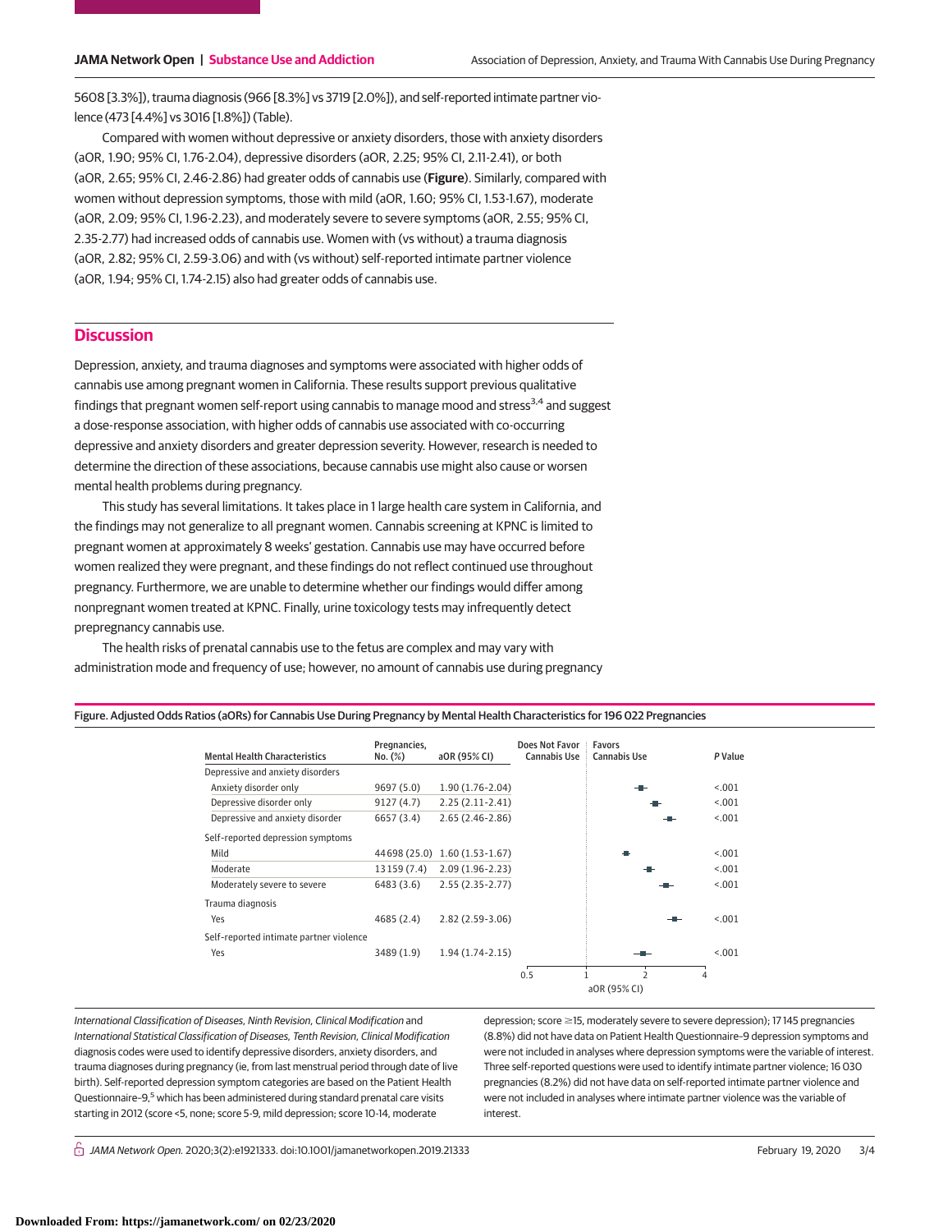5608 [3.3%]), trauma diagnosis (966 [8.3%] vs 3719 [2.0%]), and self-reported intimate partner violence (473 [4.4%] vs 3016 [1.8%]) (Table).

Compared with women without depressive or anxiety disorders, those with anxiety disorders (aOR, 1.90; 95% CI, 1.76-2.04), depressive disorders (aOR, 2.25; 95% CI, 2.11-2.41), or both (aOR, 2.65; 95% CI, 2.46-2.86) had greater odds of cannabis use (**Figure**). Similarly, compared with women without depression symptoms, those with mild (aOR, 1.60; 95% CI, 1.53-1.67), moderate (aOR, 2.09; 95% CI, 1.96-2.23), and moderately severe to severe symptoms (aOR, 2.55; 95% CI, 2.35-2.77) had increased odds of cannabis use. Women with (vs without) a trauma diagnosis (aOR, 2.82; 95% CI, 2.59-3.06) and with (vs without) self-reported intimate partner violence (aOR, 1.94; 95% CI, 1.74-2.15) also had greater odds of cannabis use.

## Discussion

Depression, anxiety, and trauma diagnoses and symptoms were associated with higher odds of cannabis use among pregnant women in California. These results support previous qualitative findings that pregnant women self-report using cannabis to manage mood and stress[3,4] and suggest a dose-response association, with higher odds of cannabis use associated with co-occurring depressive and anxiety disorders and greater depression severity. However, research is needed to determine the direction of these associations, because cannabis use might also cause or worsen mental health problems during pregnancy.

This study has several limitations. It takes place in 1 large health care system in California, and the findings may not generalize to all pregnant women. Cannabis screening at KPNC is limited to pregnant women at approximately 8 weeks' gestation. Cannabis use may have occurred before women realized they were pregnant, and these findings do not reflect continued use throughout pregnancy. Furthermore, we are unable to determine whether our findings would differ among nonpregnant women treated at KPNC. Finally, urine toxicology tests may infrequently detect prepregnancy cannabis use.

The health risks of prenatal cannabis use to the fetus are complex and may vary with administration mode and frequency of use; however, no amount of cannabis use during pregnancy

Figure. Adjusted Odds Ratios (aORs) for Cannabis Use During Pregnancy by Mental Health Characteristics for 196 022 Pregnancies

| Mental Health Characteristics | Pregnancies, No. (%) | aOR (95% CI) | P Value |
|---|---|---|---|
| Depressive and anxiety disorders | | | |
| Anxiety disorder only | 9697 (5.0) | 1.90 (1.76-2.04) | <.001 |
| Depressive disorder only | 9127 (4.7) | 2.25 (2.11-2.41) | <.001 |
| Depressive and anxiety disorder | 6657 (3.4) | 2.65 (2.46-2.86) | <.001 |
| Self-reported depression symptoms | | | |
| Mild | 44 698 (25.0) | 1.60 (1.53-1.67) | <.001 |
| Moderate | 13 159 (7.4) | 2.09 (1.96-2.23) | <.001 |
| Moderately severe to severe | 6483 (3.6) | 2.55 (2.35-2.77) | <.001 |
| Trauma diagnosis | | | |
| Yes | 4685 (2.4) | 2.82 (2.59-3.06) | <.001 |
| Self-reported intimate partner violence | | | |
| Yes | 3489 (1.9) | 1.94 (1.74-2.15) | <.001 |

*International Classification of Diseases, Ninth Revision, Clinical Modification* and *International Statistical Classification of Diseases, Tenth Revision, Clinical Modification* diagnosis codes were used to identify depressive disorders, anxiety disorders, and trauma diagnoses during pregnancy (ie, from last menstrual period through date of live birth). Self-reported depression symptom categories are based on the Patient Health Questionnaire–9,[5] which has been administered during standard prenatal care visits starting in 2012 (score <5, none; score 5-9, mild depression; score 10-14, moderate depression; score ≥15, moderately severe to severe depression); 17 145 pregnancies (8.8%) did not have data on Patient Health Questionnaire–9 depression symptoms and were not included in analyses where depression symptoms were the variable of interest. Three self-reported questions were used to identify intimate partner violence; 16 030 pregnancies (8.2%) did not have data on self-reported intimate partner violence and were not included in analyses where intimate partner violence was the variable of interest.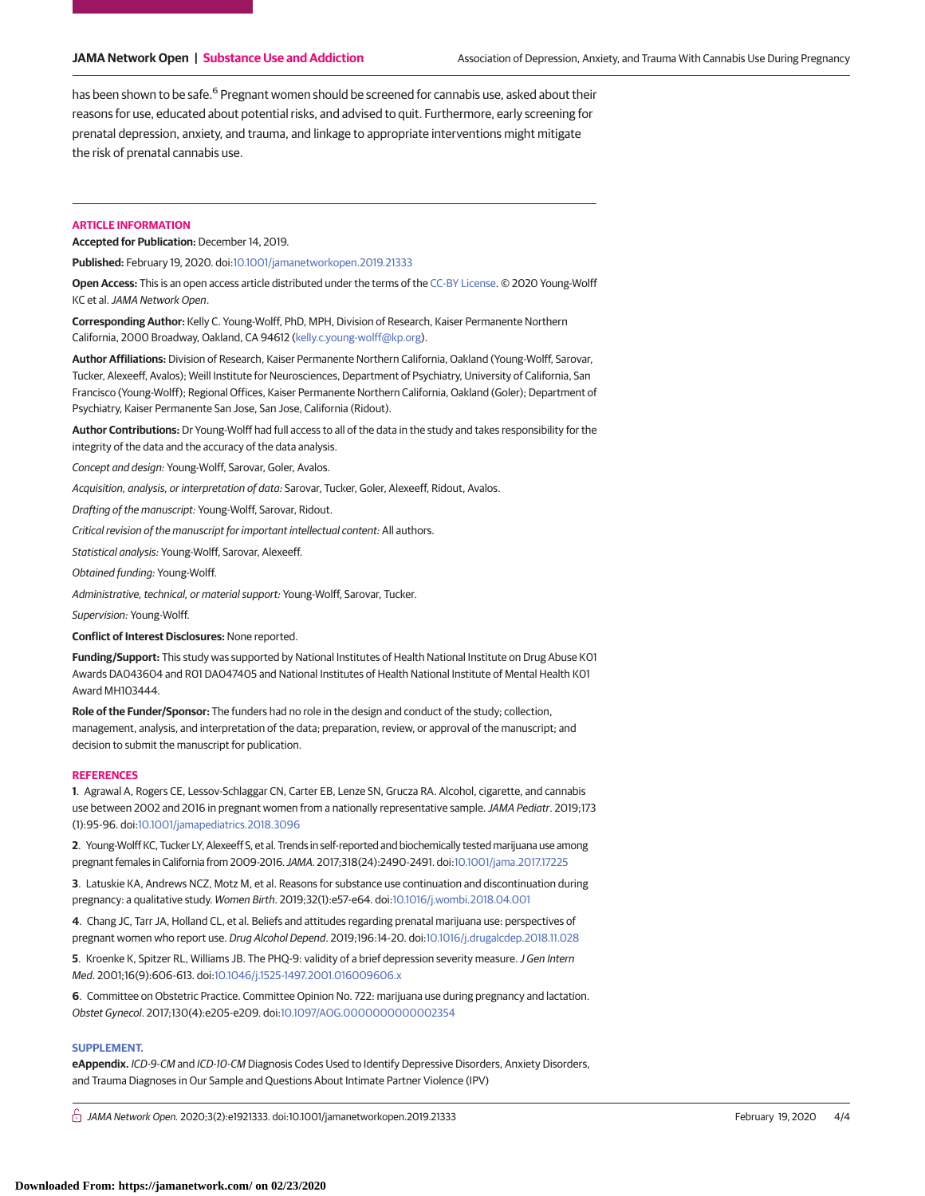has been shown to be safe.[6] Pregnant women should be screened for cannabis use, asked about their reasons for use, educated about potential risks, and advised to quit. Furthermore, early screening for prenatal depression, anxiety, and trauma, and linkage to appropriate interventions might mitigate the risk of prenatal cannabis use.

## ARTICLE INFORMATION

**Accepted for Publication:** December 14, 2019.

**Published:** February 19, 2020. doi:10.1001/jamanetworkopen.2019.21333

**Open Access:** This is an open access article distributed under the terms of the CC-BY License. © 2020 Young-Wolff KC et al. *JAMA Network Open*.

**Corresponding Author:** Kelly C. Young-Wolff, PhD, MPH, Division of Research, Kaiser Permanente Northern California, 2000 Broadway, Oakland, CA 94612 (kelly.c.young-wolff@kp.org).

**Author Affiliations:** Division of Research, Kaiser Permanente Northern California, Oakland (Young-Wolff, Sarovar, Tucker, Alexeeff, Avalos); Weill Institute for Neurosciences, Department of Psychiatry, University of California, San Francisco (Young-Wolff); Regional Offices, Kaiser Permanente Northern California, Oakland (Goler); Department of Psychiatry, Kaiser Permanente San Jose, San Jose, California (Ridout).

**Author Contributions:** Dr Young-Wolff had full access to all of the data in the study and takes responsibility for the integrity of the data and the accuracy of the data analysis.

*Concept and design:* Young-Wolff, Sarovar, Goler, Avalos.

*Acquisition, analysis, or interpretation of data:* Sarovar, Tucker, Goler, Alexeeff, Ridout, Avalos.

*Drafting of the manuscript:* Young-Wolff, Sarovar, Ridout.

*Critical revision of the manuscript for important intellectual content:* All authors.

*Statistical analysis:* Young-Wolff, Sarovar, Alexeeff.

*Obtained funding:* Young-Wolff.

*Administrative, technical, or material support:* Young-Wolff, Sarovar, Tucker.

*Supervision:* Young-Wolff.

**Conflict of Interest Disclosures:** None reported.

**Funding/Support:** This study was supported by National Institutes of Health National Institute on Drug Abuse K01 Awards DA043604 and R01 DA047405 and National Institutes of Health National Institute of Mental Health K01 Award MH103444.

**Role of the Funder/Sponsor:** The funders had no role in the design and conduct of the study; collection, management, analysis, and interpretation of the data; preparation, review, or approval of the manuscript; and decision to submit the manuscript for publication.

## REFERENCES

1. Agrawal A, Rogers CE, Lessov-Schlaggar CN, Carter EB, Lenze SN, Grucza RA. Alcohol, cigarette, and cannabis use between 2002 and 2016 in pregnant women from a nationally representative sample. *JAMA Pediatr*. 2019;173(1):95-96. doi:10.1001/jamapediatrics.2018.3096

2. Young-Wolff KC, Tucker LY, Alexeeff S, et al. Trends in self-reported and biochemically tested marijuana use among pregnant females in California from 2009-2016. *JAMA*. 2017;318(24):2490-2491. doi:10.1001/jama.2017.17225

3. Latuskie KA, Andrews NCZ, Motz M, et al. Reasons for substance use continuation and discontinuation during pregnancy: a qualitative study. *Women Birth*. 2019;32(1):e57-e64. doi:10.1016/j.wombi.2018.04.001

4. Chang JC, Tarr JA, Holland CL, et al. Beliefs and attitudes regarding prenatal marijuana use: perspectives of pregnant women who report use. *Drug Alcohol Depend*. 2019;196:14-20. doi:10.1016/j.drugalcdep.2018.11.028

5. Kroenke K, Spitzer RL, Williams JB. The PHQ-9: validity of a brief depression severity measure. *J Gen Intern Med*. 2001;16(9):606-613. doi:10.1046/j.1525-1497.2001.016009606.x

6. Committee on Obstetric Practice. Committee Opinion No. 722: marijuana use during pregnancy and lactation. *Obstet Gynecol*. 2017;130(4):e205-e209. doi:10.1097/AOG.0000000000002354

## SUPPLEMENT.

**eAppendix.** *ICD-9-CM* and *ICD-10-CM* Diagnosis Codes Used to Identify Depressive Disorders, Anxiety Disorders, and Trauma Diagnoses in Our Sample and Questions About Intimate Partner Violence (IPV)